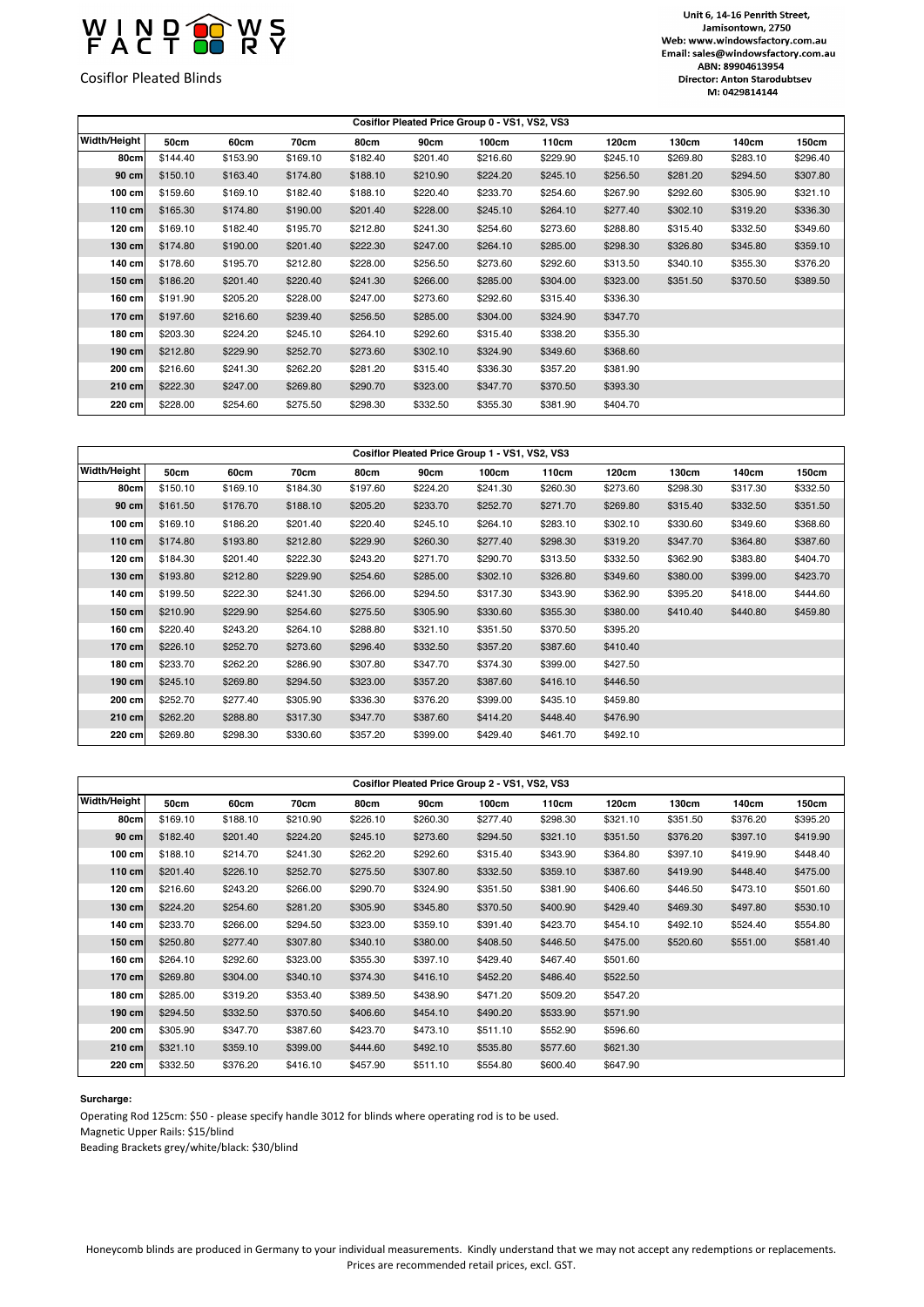# WINDOWS FACTORY

Cosiflor Pleated Blinds

Unit 6, 14-16 Penrith Street,
Jamisontown, 2750
Web: www.windowsfactory.com.au
Email: sales@windowsfactory.com.au
ABN: 89904613954
Director: Anton Starodubtsev
M: 0429814144

| Cosiflor Pleated Price Group 0 - VS1, VS2, VS3 | | | | | | | | | | | |
|---|---|---|---|---|---|---|---|---|---|---|---|
| Width/Height | 50cm | 60cm | 70cm | 80cm | 90cm | 100cm | 110cm | 120cm | 130cm | 140cm | 150cm |
| 80cm | $144.40 | $153.90 | $169.10 | $182.40 | $201.40 | $216.60 | $229.90 | $245.10 | $269.80 | $283.10 | $296.40 |
| 90 cm | $150.10 | $163.40 | $174.80 | $188.10 | $210.90 | $224.20 | $245.10 | $256.50 | $281.20 | $294.50 | $307.80 |
| 100 cm | $159.60 | $169.10 | $182.40 | $188.10 | $220.40 | $233.70 | $254.60 | $267.90 | $292.60 | $305.90 | $321.10 |
| 110 cm | $165.30 | $174.80 | $190.00 | $201.40 | $228.00 | $245.10 | $264.10 | $277.40 | $302.10 | $319.20 | $336.30 |
| 120 cm | $169.10 | $182.40 | $195.70 | $212.80 | $241.30 | $254.60 | $273.60 | $288.80 | $315.40 | $332.50 | $349.60 |
| 130 cm | $174.80 | $190.00 | $201.40 | $222.30 | $247.00 | $264.10 | $285.00 | $298.30 | $326.80 | $345.80 | $359.10 |
| 140 cm | $178.60 | $195.70 | $212.80 | $228.00 | $256.50 | $273.60 | $292.60 | $313.50 | $340.10 | $355.30 | $376.20 |
| 150 cm | $186.20 | $201.40 | $220.40 | $241.30 | $266.00 | $285.00 | $304.00 | $323.00 | $351.50 | $370.50 | $389.50 |
| 160 cm | $191.90 | $205.20 | $228.00 | $247.00 | $273.60 | $292.60 | $315.40 | $336.30 | | | |
| 170 cm | $197.60 | $216.60 | $239.40 | $256.50 | $285.00 | $304.00 | $324.90 | $347.70 | | | |
| 180 cm | $203.30 | $224.20 | $245.10 | $264.10 | $292.60 | $315.40 | $338.20 | $355.30 | | | |
| 190 cm | $212.80 | $229.90 | $252.70 | $273.60 | $302.10 | $324.90 | $349.60 | $368.60 | | | |
| 200 cm | $216.60 | $241.30 | $262.20 | $281.20 | $315.40 | $336.30 | $357.20 | $381.90 | | | |
| 210 cm | $222.30 | $247.00 | $269.80 | $290.70 | $323.00 | $347.70 | $370.50 | $393.30 | | | |
| 220 cm | $228.00 | $254.60 | $275.50 | $298.30 | $332.50 | $355.30 | $381.90 | $404.70 | | | |

| Cosiflor Pleated Price Group 1 - VS1, VS2, VS3 | | | | | | | | | | | |
|---|---|---|---|---|---|---|---|---|---|---|---|
| Width/Height | 50cm | 60cm | 70cm | 80cm | 90cm | 100cm | 110cm | 120cm | 130cm | 140cm | 150cm |
| 80cm | $150.10 | $169.10 | $184.30 | $197.60 | $224.20 | $241.30 | $260.30 | $273.60 | $298.30 | $317.30 | $332.50 |
| 90 cm | $161.50 | $176.70 | $188.10 | $205.20 | $233.70 | $252.70 | $271.70 | $269.80 | $315.40 | $332.50 | $351.50 |
| 100 cm | $169.10 | $186.20 | $201.40 | $220.40 | $245.10 | $264.10 | $283.10 | $302.10 | $330.60 | $349.60 | $368.60 |
| 110 cm | $174.80 | $193.80 | $212.80 | $229.90 | $260.30 | $277.40 | $298.30 | $319.20 | $347.70 | $364.80 | $387.60 |
| 120 cm | $184.30 | $201.40 | $222.30 | $243.20 | $271.70 | $290.70 | $313.50 | $332.50 | $362.90 | $383.80 | $404.70 |
| 130 cm | $193.80 | $212.80 | $229.90 | $254.60 | $285.00 | $302.10 | $326.80 | $349.60 | $380.00 | $399.00 | $423.70 |
| 140 cm | $199.50 | $222.30 | $241.30 | $266.00 | $294.50 | $317.30 | $343.90 | $362.90 | $395.20 | $418.00 | $444.60 |
| 150 cm | $210.90 | $229.90 | $254.60 | $275.50 | $305.90 | $330.60 | $355.30 | $380.00 | $410.40 | $440.80 | $459.80 |
| 160 cm | $220.40 | $243.20 | $264.10 | $288.80 | $321.10 | $351.50 | $370.50 | $395.20 | | | |
| 170 cm | $226.10 | $252.70 | $273.60 | $296.40 | $332.50 | $357.20 | $387.60 | $410.40 | | | |
| 180 cm | $233.70 | $262.20 | $286.90 | $307.80 | $347.70 | $374.30 | $399.00 | $427.50 | | | |
| 190 cm | $245.10 | $269.80 | $294.50 | $323.00 | $357.20 | $387.60 | $416.10 | $446.50 | | | |
| 200 cm | $252.70 | $277.40 | $305.90 | $336.30 | $376.20 | $399.00 | $435.10 | $459.80 | | | |
| 210 cm | $262.20 | $288.80 | $317.30 | $347.70 | $387.60 | $414.20 | $448.40 | $476.90 | | | |
| 220 cm | $269.80 | $298.30 | $330.60 | $357.20 | $399.00 | $429.40 | $461.70 | $492.10 | | | |

| Cosiflor Pleated Price Group 2 - VS1, VS2, VS3 | | | | | | | | | | | |
|---|---|---|---|---|---|---|---|---|---|---|---|
| Width/Height | 50cm | 60cm | 70cm | 80cm | 90cm | 100cm | 110cm | 120cm | 130cm | 140cm | 150cm |
| 80cm | $169.10 | $188.10 | $210.90 | $226.10 | $260.30 | $277.40 | $298.30 | $321.10 | $351.50 | $376.20 | $395.20 |
| 90 cm | $182.40 | $201.40 | $224.20 | $245.10 | $273.60 | $294.50 | $321.10 | $351.50 | $376.20 | $397.10 | $419.90 |
| 100 cm | $188.10 | $214.70 | $241.30 | $262.20 | $292.60 | $315.40 | $343.90 | $364.80 | $397.10 | $419.90 | $448.40 |
| 110 cm | $201.40 | $226.10 | $252.70 | $275.50 | $307.80 | $332.50 | $359.10 | $387.60 | $419.90 | $448.40 | $475.00 |
| 120 cm | $216.60 | $243.20 | $266.00 | $290.70 | $324.90 | $351.50 | $381.90 | $406.60 | $446.50 | $473.10 | $501.60 |
| 130 cm | $224.20 | $254.60 | $281.20 | $305.90 | $345.80 | $370.50 | $400.90 | $429.40 | $469.30 | $497.80 | $530.10 |
| 140 cm | $233.70 | $266.00 | $294.50 | $323.00 | $359.10 | $391.40 | $423.70 | $454.10 | $492.10 | $524.40 | $554.80 |
| 150 cm | $250.80 | $277.40 | $307.80 | $340.10 | $380.00 | $408.50 | $446.50 | $475.00 | $520.60 | $551.00 | $581.40 |
| 160 cm | $264.10 | $292.60 | $323.00 | $355.30 | $397.10 | $429.40 | $467.40 | $501.60 | | | |
| 170 cm | $269.80 | $304.00 | $340.10 | $374.30 | $416.10 | $452.20 | $486.40 | $522.50 | | | |
| 180 cm | $285.00 | $319.20 | $353.40 | $389.50 | $438.90 | $471.20 | $509.20 | $547.20 | | | |
| 190 cm | $294.50 | $332.50 | $370.50 | $406.60 | $454.10 | $490.20 | $533.90 | $571.90 | | | |
| 200 cm | $305.90 | $347.70 | $387.60 | $423.70 | $473.10 | $511.10 | $552.90 | $596.60 | | | |
| 210 cm | $321.10 | $359.10 | $399.00 | $444.60 | $492.10 | $535.80 | $577.60 | $621.30 | | | |
| 220 cm | $332.50 | $376.20 | $416.10 | $457.90 | $511.10 | $554.80 | $600.40 | $647.90 | | | |

**Surcharge:**

Operating Rod 125cm: $50 - please specify handle 3012 for blinds where operating rod is to be used.
Magnetic Upper Rails: $15/blind
Beading Brackets grey/white/black: $30/blind

Honeycomb blinds are produced in Germany to your individual measurements. Kindly understand that we may not accept any redemptions or replacements.
Prices are recommended retail prices, excl. GST.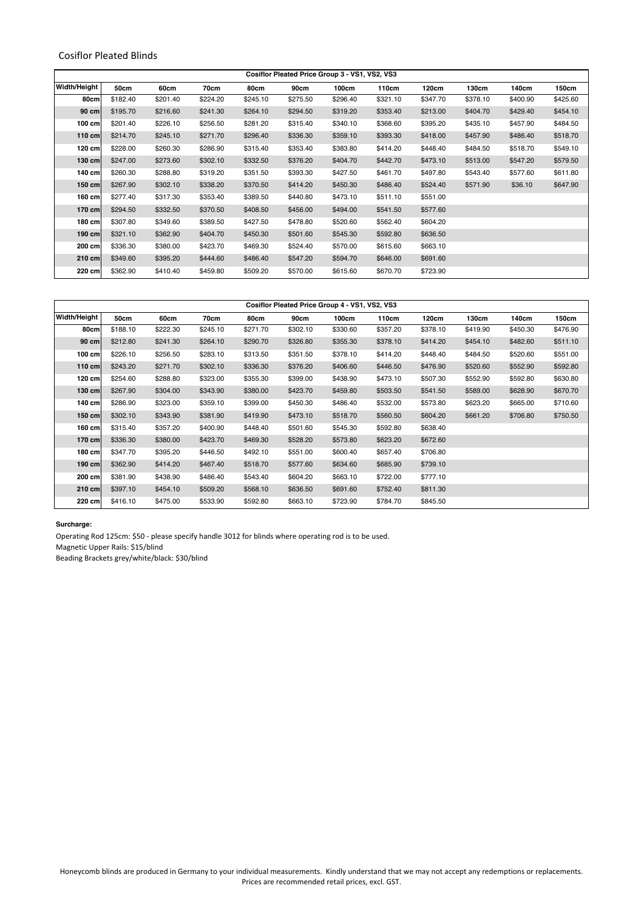## Cosiflor Pleated Blinds

| Cosiflor Pleated Price Group 3 - VS1, VS2, VS3 | | | | | | | | | | | |
|---|---|---|---|---|---|---|---|---|---|---|---|
| **Width/Height** | **50cm** | **60cm** | **70cm** | **80cm** | **90cm** | **100cm** | **110cm** | **120cm** | **130cm** | **140cm** | **150cm** |
| **80cm** | $182.40 | $201.40 | $224.20 | $245.10 | $275.50 | $296.40 | $321.10 | $347.70 | $378.10 | $400.90 | $425.60 |
| **90 cm** | $195.70 | $216.60 | $241.30 | $264.10 | $294.50 | $319.20 | $353.40 | $213.00 | $404.70 | $429.40 | $454.10 |
| **100 cm** | $201.40 | $226.10 | $256.50 | $281.20 | $315.40 | $340.10 | $368.60 | $395.20 | $435.10 | $457.90 | $484.50 |
| **110 cm** | $214.70 | $245.10 | $271.70 | $296.40 | $336.30 | $359.10 | $393.30 | $418.00 | $457.90 | $486.40 | $518.70 |
| **120 cm** | $228.00 | $260.30 | $286.90 | $315.40 | $353.40 | $383.80 | $414.20 | $448.40 | $484.50 | $518.70 | $549.10 |
| **130 cm** | $247.00 | $273.60 | $302.10 | $332.50 | $376.20 | $404.70 | $442.70 | $473.10 | $513.00 | $547.20 | $579.50 |
| **140 cm** | $260.30 | $288.80 | $319.20 | $351.50 | $393.30 | $427.50 | $461.70 | $497.80 | $543.40 | $577.60 | $611.80 |
| **150 cm** | $267.90 | $302.10 | $338.20 | $370.50 | $414.20 | $450.30 | $486.40 | $524.40 | $571.90 | $36.10 | $647.90 |
| **160 cm** | $277.40 | $317.30 | $353.40 | $389.50 | $440.80 | $473.10 | $511.10 | $551.00 | | | |
| **170 cm** | $294.50 | $332.50 | $370.50 | $408.50 | $456.00 | $494.00 | $541.50 | $577.60 | | | |
| **180 cm** | $307.80 | $349.60 | $389.50 | $427.50 | $478.80 | $520.60 | $562.40 | $604.20 | | | |
| **190 cm** | $321.10 | $362.90 | $404.70 | $450.30 | $501.60 | $545.30 | $592.80 | $636.50 | | | |
| **200 cm** | $336.30 | $380.00 | $423.70 | $469.30 | $524.40 | $570.00 | $615.60 | $663.10 | | | |
| **210 cm** | $349.60 | $395.20 | $444.60 | $486.40 | $547.20 | $594.70 | $646.00 | $691.60 | | | |
| **220 cm** | $362.90 | $410.40 | $459.80 | $509.20 | $570.00 | $615.60 | $670.70 | $723.90 | | | |

| Cosiflor Pleated Price Group 4 - VS1, VS2, VS3 | | | | | | | | | | | |
|---|---|---|---|---|---|---|---|---|---|---|---|
| **Width/Height** | **50cm** | **60cm** | **70cm** | **80cm** | **90cm** | **100cm** | **110cm** | **120cm** | **130cm** | **140cm** | **150cm** |
| **80cm** | $188.10 | $222.30 | $245.10 | $271.70 | $302.10 | $330.60 | $357.20 | $378.10 | $419.90 | $450.30 | $476.90 |
| **90 cm** | $212.80 | $241.30 | $264.10 | $290.70 | $326.80 | $355.30 | $378.10 | $414.20 | $454.10 | $482.60 | $511.10 |
| **100 cm** | $226.10 | $256.50 | $283.10 | $313.50 | $351.50 | $378.10 | $414.20 | $448.40 | $484.50 | $520.60 | $551.00 |
| **110 cm** | $243.20 | $271.70 | $302.10 | $336.30 | $376.20 | $406.60 | $446.50 | $476.90 | $520.60 | $552.90 | $592.80 |
| **120 cm** | $254.60 | $288.80 | $323.00 | $355.30 | $399.00 | $438.90 | $473.10 | $507.30 | $552.90 | $592.80 | $630.80 |
| **130 cm** | $267.90 | $304.00 | $343.90 | $380.00 | $423.70 | $459.80 | $503.50 | $541.50 | $589.00 | $628.90 | $670.70 |
| **140 cm** | $286.90 | $323.00 | $359.10 | $399.00 | $450.30 | $486.40 | $532.00 | $573.80 | $623.20 | $665.00 | $710.60 |
| **150 cm** | $302.10 | $343.90 | $381.90 | $419.90 | $473.10 | $518.70 | $560.50 | $604.20 | $661.20 | $706.80 | $750.50 |
| **160 cm** | $315.40 | $357.20 | $400.90 | $448.40 | $501.60 | $545.30 | $592.80 | $638.40 | | | |
| **170 cm** | $336.30 | $380.00 | $423.70 | $469.30 | $528.20 | $573.80 | $623.20 | $672.60 | | | |
| **180 cm** | $347.70 | $395.20 | $446.50 | $492.10 | $551.00 | $600.40 | $657.40 | $706.80 | | | |
| **190 cm** | $362.90 | $414.20 | $467.40 | $518.70 | $577.60 | $634.60 | $685.90 | $739.10 | | | |
| **200 cm** | $381.90 | $438.90 | $486.40 | $543.40 | $604.20 | $663.10 | $722.00 | $777.10 | | | |
| **210 cm** | $397.10 | $454.10 | $509.20 | $568.10 | $636.50 | $691.60 | $752.40 | $811.30 | | | |
| **220 cm** | $416.10 | $475.00 | $533.90 | $592.80 | $663.10 | $723.90 | $784.70 | $845.50 | | | |

**Surcharge:**

Operating Rod 125cm: $50 - please specify handle 3012 for blinds where operating rod is to be used.
Magnetic Upper Rails: $15/blind
Beading Brackets grey/white/black: $30/blind

Honeycomb blinds are produced in Germany to your individual measurements. Kindly understand that we may not accept any redemptions or replacements.
Prices are recommended retail prices, excl. GST.